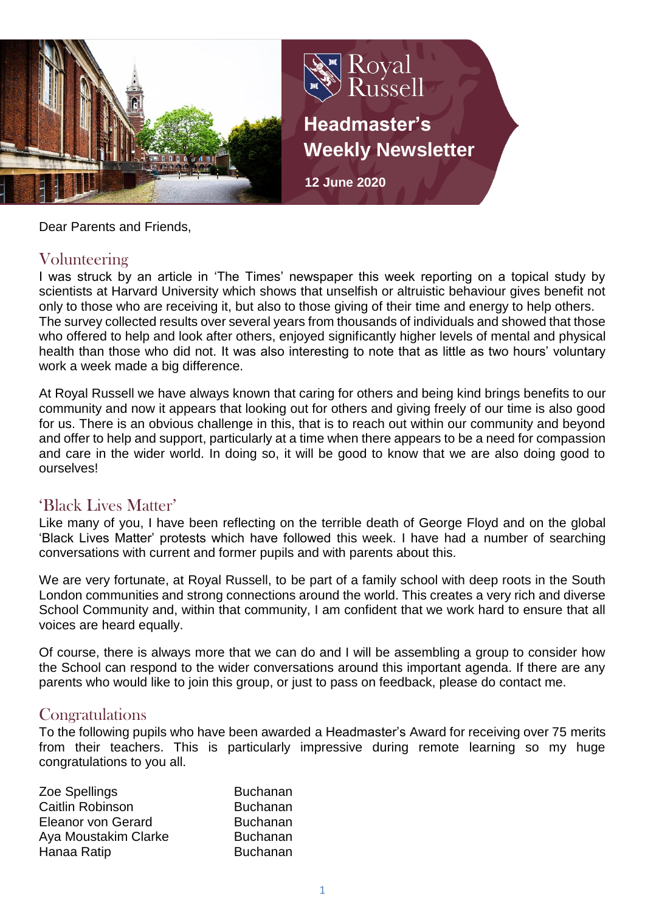Royal Russell

# Headmaster's Weekly Newsletter

**12 June 2020**

Dear Parents and Friends,

## Volunteering

I was struck by an article in 'The Times' newspaper this week reporting on a topical study by scientists at Harvard University which shows that unselfish or altruistic behaviour gives benefit not only to those who are receiving it, but also to those giving of their time and energy to help others. The survey collected results over several years from thousands of individuals and showed that those who offered to help and look after others, enjoyed significantly higher levels of mental and physical health than those who did not. It was also interesting to note that as little as two hours' voluntary work a week made a big difference.

At Royal Russell we have always known that caring for others and being kind brings benefits to our community and now it appears that looking out for others and giving freely of our time is also good for us. There is an obvious challenge in this, that is to reach out within our community and beyond and offer to help and support, particularly at a time when there appears to be a need for compassion and care in the wider world. In doing so, it will be good to know that we are also doing good to ourselves!

## 'Black Lives Matter'

Like many of you, I have been reflecting on the terrible death of George Floyd and on the global 'Black Lives Matter' protests which have followed this week. I have had a number of searching conversations with current and former pupils and with parents about this.

We are very fortunate, at Royal Russell, to be part of a family school with deep roots in the South London communities and strong connections around the world. This creates a very rich and diverse School Community and, within that community, I am confident that we work hard to ensure that all voices are heard equally.

Of course, there is always more that we can do and I will be assembling a group to consider how the School can respond to the wider conversations around this important agenda. If there are any parents who would like to join this group, or just to pass on feedback, please do contact me.

## Congratulations

To the following pupils who have been awarded a Headmaster's Award for receiving over 75 merits from their teachers. This is particularly impressive during remote learning so my huge congratulations to you all.

| | |
|---|---|
| Zoe Spellings | Buchanan |
| Caitlin Robinson | Buchanan |
| Eleanor von Gerard | Buchanan |
| Aya Moustakim Clarke | Buchanan |
| Hanaa Ratip | Buchanan |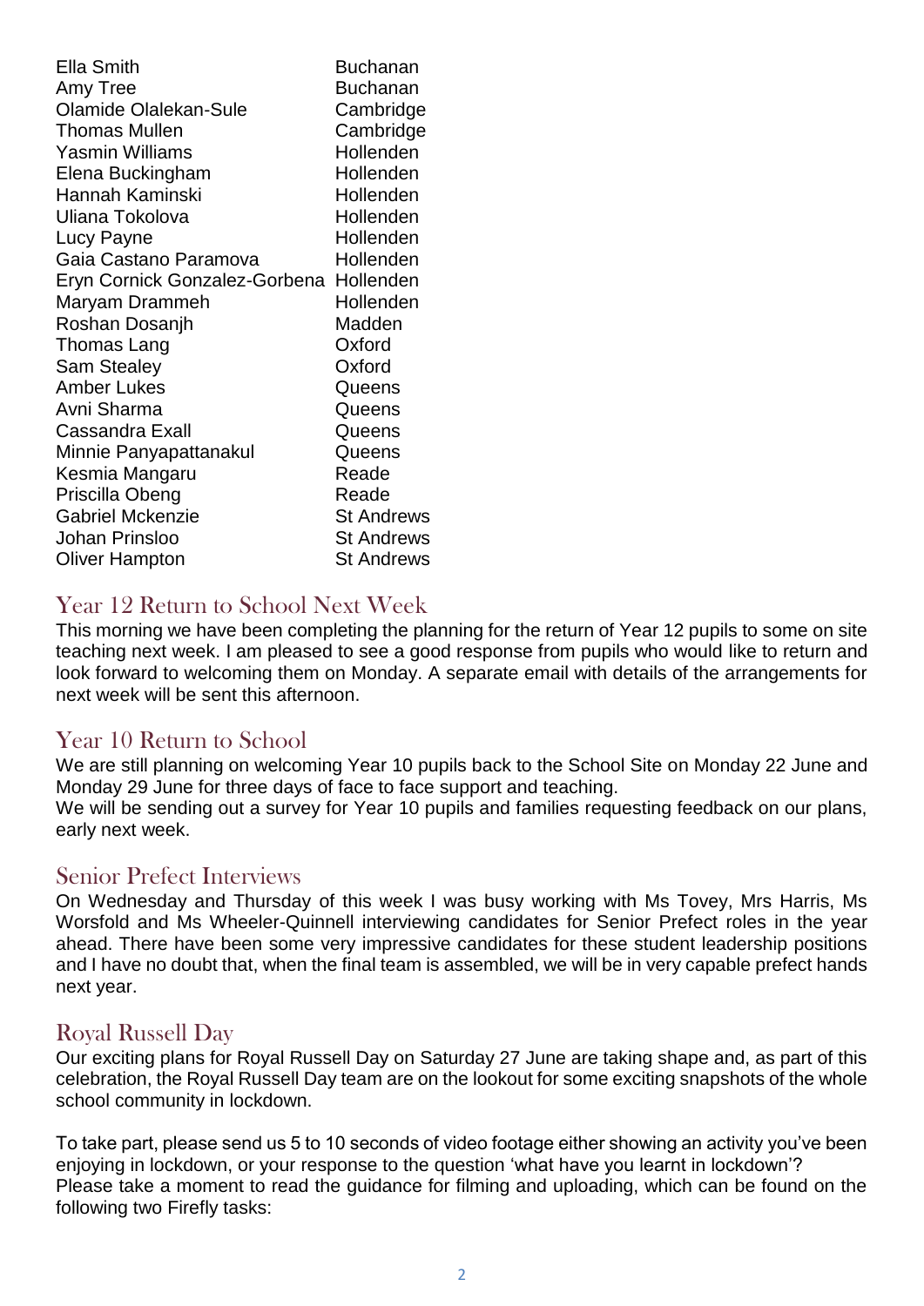| | |
|---|---|
| Ella Smith | Buchanan |
| Amy Tree | Buchanan |
| Olamide Olalekan-Sule | Cambridge |
| Thomas Mullen | Cambridge |
| Yasmin Williams | Hollenden |
| Elena Buckingham | Hollenden |
| Hannah Kaminski | Hollenden |
| Uliana Tokolova | Hollenden |
| Lucy Payne | Hollenden |
| Gaia Castano Paramova | Hollenden |
| Eryn Cornick Gonzalez-Gorbena | Hollenden |
| Maryam Drammeh | Hollenden |
| Roshan Dosanjh | Madden |
| Thomas Lang | Oxford |
| Sam Stealey | Oxford |
| Amber Lukes | Queens |
| Avni Sharma | Queens |
| Cassandra Exall | Queens |
| Minnie Panyapattanakul | Queens |
| Kesmia Mangaru | Reade |
| Priscilla Obeng | Reade |
| Gabriel Mckenzie | St Andrews |
| Johan Prinsloo | St Andrews |
| Oliver Hampton | St Andrews |

## Year 12 Return to School Next Week

This morning we have been completing the planning for the return of Year 12 pupils to some on site teaching next week. I am pleased to see a good response from pupils who would like to return and look forward to welcoming them on Monday. A separate email with details of the arrangements for next week will be sent this afternoon.

## Year 10 Return to School

We are still planning on welcoming Year 10 pupils back to the School Site on Monday 22 June and Monday 29 June for three days of face to face support and teaching.
We will be sending out a survey for Year 10 pupils and families requesting feedback on our plans, early next week.

## Senior Prefect Interviews

On Wednesday and Thursday of this week I was busy working with Ms Tovey, Mrs Harris, Ms Worsfold and Ms Wheeler-Quinnell interviewing candidates for Senior Prefect roles in the year ahead. There have been some very impressive candidates for these student leadership positions and I have no doubt that, when the final team is assembled, we will be in very capable prefect hands next year.

## Royal Russell Day

Our exciting plans for Royal Russell Day on Saturday 27 June are taking shape and, as part of this celebration, the Royal Russell Day team are on the lookout for some exciting snapshots of the whole school community in lockdown.

To take part, please send us 5 to 10 seconds of video footage either showing an activity you've been enjoying in lockdown, or your response to the question 'what have you learnt in lockdown'?
Please take a moment to read the guidance for filming and uploading, which can be found on the following two Firefly tasks: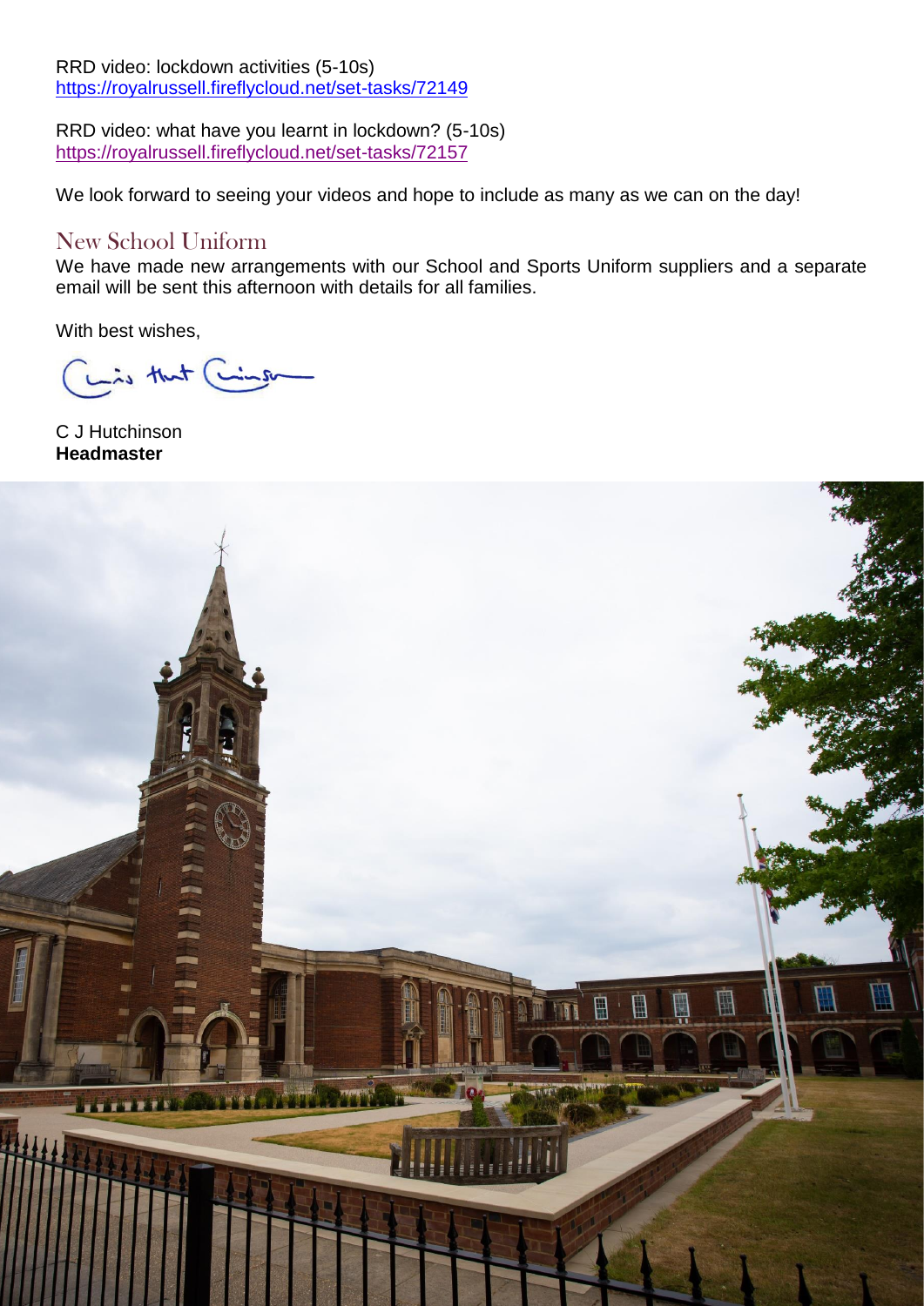RRD video: lockdown activities (5-10s)
https://royalrussell.fireflycloud.net/set-tasks/72149

RRD video: what have you learnt in lockdown? (5-10s)
https://royalrussell.fireflycloud.net/set-tasks/72157

We look forward to seeing your videos and hope to include as many as we can on the day!

## New School Uniform

We have made new arrangements with our School and Sports Uniform suppliers and a separate email will be sent this afternoon with details for all families.

With best wishes,

C J Hutchinson
**Headmaster**